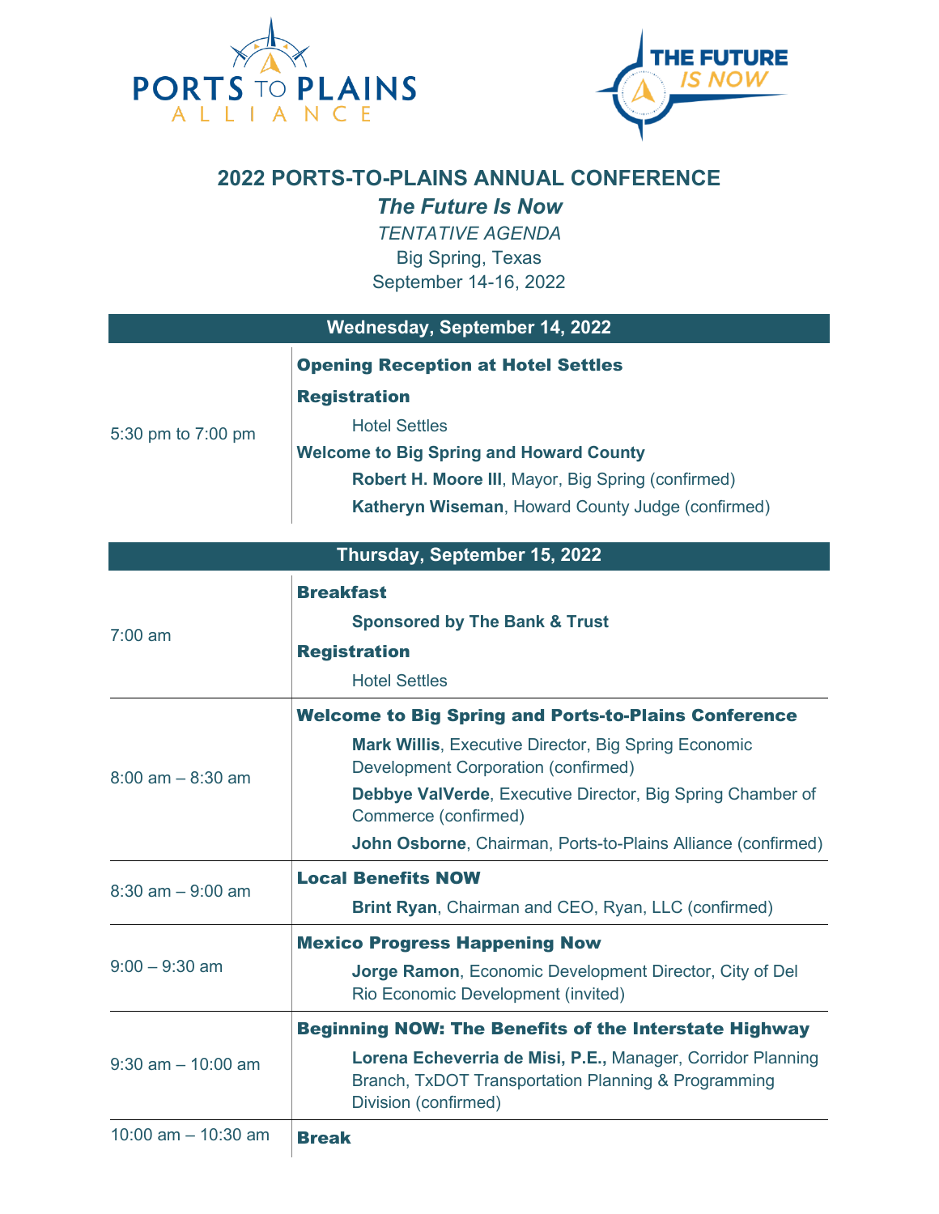# 2022 PORTS-TO-PLAINS ANNUAL CONFERENCE

## *The Future Is Now*

*TENTATIVE AGENDA*

Big Spring, Texas

September 14-16, 2022

| Wednesday, September 14, 2022 | |
|---|---|
| 5:30 pm to 7:00 pm | **Opening Reception at Hotel Settles**<br>**Registration**<br>Hotel Settles<br>**Welcome to Big Spring and Howard County**<br>**Robert H. Moore III**, Mayor, Big Spring (confirmed)<br>**Katheryn Wiseman**, Howard County Judge (confirmed) |

| Thursday, September 15, 2022 | |
|---|---|
| 7:00 am | **Breakfast**<br>**Sponsored by The Bank & Trust**<br>**Registration**<br>Hotel Settles |
| 8:00 am – 8:30 am | **Welcome to Big Spring and Ports-to-Plains Conference**<br>**Mark Willis**, Executive Director, Big Spring Economic Development Corporation (confirmed)<br>**Debbye ValVerde**, Executive Director, Big Spring Chamber of Commerce (confirmed)<br>**John Osborne**, Chairman, Ports-to-Plains Alliance (confirmed) |
| 8:30 am – 9:00 am | **Local Benefits NOW**<br>**Brint Ryan**, Chairman and CEO, Ryan, LLC (confirmed) |
| 9:00 – 9:30 am | **Mexico Progress Happening Now**<br>**Jorge Ramon**, Economic Development Director, City of Del Rio Economic Development (invited) |
| 9:30 am – 10:00 am | **Beginning NOW: The Benefits of the Interstate Highway**<br>**Lorena Echeverria de Misi, P.E.,** Manager, Corridor Planning Branch, TxDOT Transportation Planning & Programming Division (confirmed) |
| 10:00 am – 10:30 am | **Break** |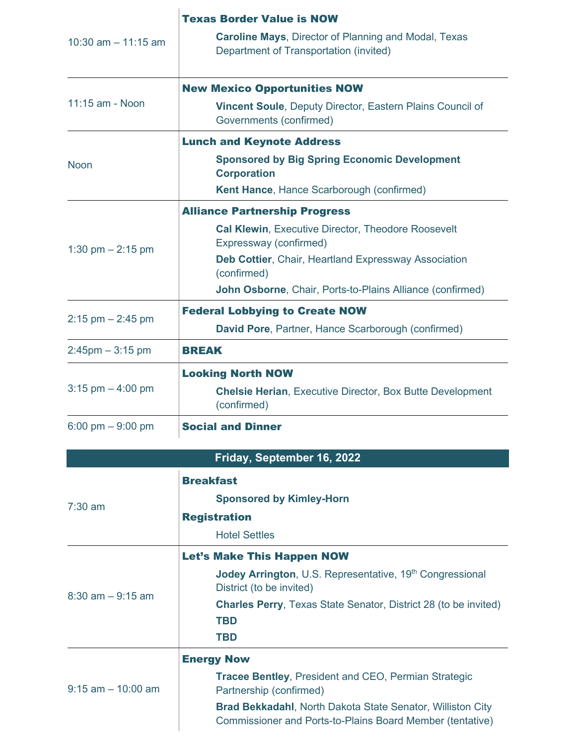| | |
|---|---|
| 10:30 am – 11:15 am | **Texas Border Value is NOW**<br>**Caroline Mays**, Director of Planning and Modal, Texas Department of Transportation (invited) |
| 11:15 am - Noon | **New Mexico Opportunities NOW**<br>**Vincent Soule**, Deputy Director, Eastern Plains Council of Governments (confirmed) |
| Noon | **Lunch and Keynote Address**<br>**Sponsored by Big Spring Economic Development Corporation**<br>**Kent Hance**, Hance Scarborough (confirmed) |
| 1:30 pm – 2:15 pm | **Alliance Partnership Progress**<br>**Cal Klewin**, Executive Director, Theodore Roosevelt Expressway (confirmed)<br>**Deb Cottier**, Chair, Heartland Expressway Association (confirmed)<br>**John Osborne**, Chair, Ports-to-Plains Alliance (confirmed) |
| 2:15 pm – 2:45 pm | **Federal Lobbying to Create NOW**<br>**David Pore**, Partner, Hance Scarborough (confirmed) |
| 2:45pm – 3:15 pm | **BREAK** |
| 3:15 pm – 4:00 pm | **Looking North NOW**<br>**Chelsie Herian**, Executive Director, Box Butte Development (confirmed) |
| 6:00 pm – 9:00 pm | **Social and Dinner** |

## Friday, September 16, 2022

| | |
|---|---|
| 7:30 am | **Breakfast**<br>**Sponsored by Kimley-Horn**<br>**Registration**<br>Hotel Settles |
| 8:30 am – 9:15 am | **Let's Make This Happen NOW**<br>**Jodey Arrington**, U.S. Representative, 19th Congressional District (to be invited)<br>**Charles Perry**, Texas State Senator, District 28 (to be invited)<br>**TBD**<br>**TBD** |
| 9:15 am – 10:00 am | **Energy Now**<br>**Tracee Bentley**, President and CEO, Permian Strategic Partnership (confirmed)<br>**Brad Bekkadahl**, North Dakota State Senator, Williston City Commissioner and Ports-to-Plains Board Member (tentative) |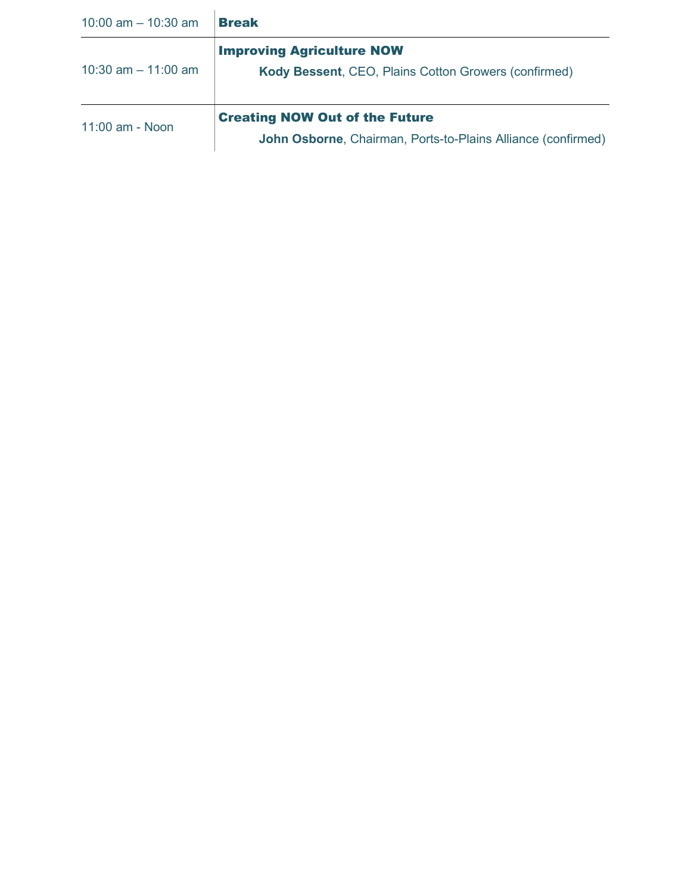| | |
|---|---|
| 10:00 am – 10:30 am | **Break** |
| 10:30 am – 11:00 am | **Improving Agriculture NOW**<br>**Kody Bessent**, CEO, Plains Cotton Growers (confirmed) |
| 11:00 am - Noon | **Creating NOW Out of the Future**<br>**John Osborne**, Chairman, Ports-to-Plains Alliance (confirmed) |